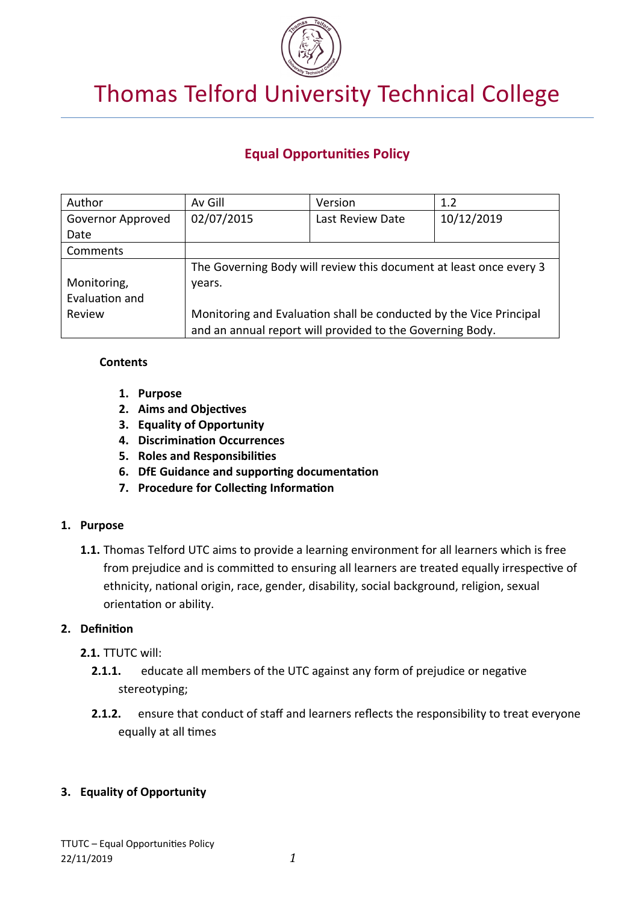# Thomas Telford University Technical College

## Equal Opportunities Policy

| Author | Av Gill | Version | 1.2 |
|---|---|---|---|
| Governor Approved Date | 02/07/2015 | Last Review Date | 10/12/2019 |
| Comments | | | |
| Monitoring, Evaluation and Review | The Governing Body will review this document at least once every 3 years.<br><br>Monitoring and Evaluation shall be conducted by the Vice Principal and an annual report will provided to the Governing Body. | | |

**Contents**

1. **Purpose**
2. **Aims and Objectives**
3. **Equality of Opportunity**
4. **Discrimination Occurrences**
5. **Roles and Responsibilities**
6. **DfE Guidance and supporting documentation**
7. **Procedure for Collecting Information**

### 1. Purpose

**1.1.** Thomas Telford UTC aims to provide a learning environment for all learners which is free from prejudice and is committed to ensuring all learners are treated equally irrespective of ethnicity, national origin, race, gender, disability, social background, religion, sexual orientation or ability.

### 2. Definition

**2.1.** TTUTC will:

**2.1.1.** educate all members of the UTC against any form of prejudice or negative stereotyping;

**2.1.2.** ensure that conduct of staff and learners reflects the responsibility to treat everyone equally at all times

### 3. Equality of Opportunity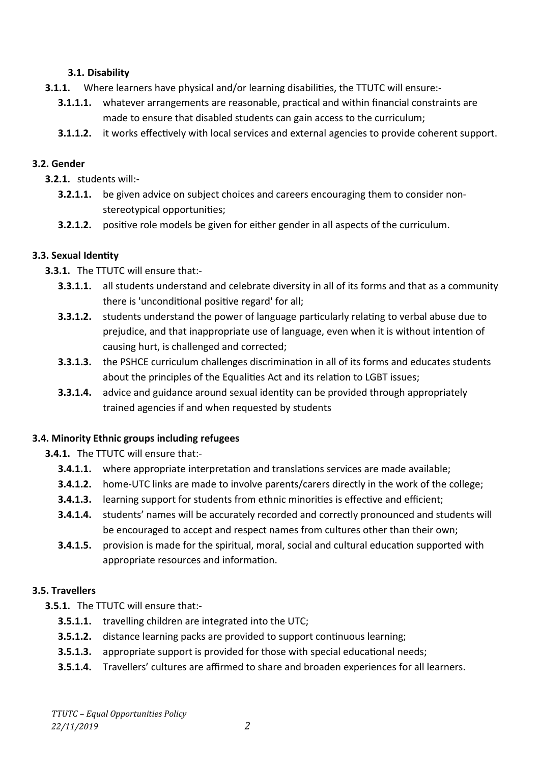### 3.1. Disability

**3.1.1.** Where learners have physical and/or learning disabilities, the TTUTC will ensure:-

- **3.1.1.1.** whatever arrangements are reasonable, practical and within financial constraints are made to ensure that disabled students can gain access to the curriculum;
- **3.1.1.2.** it works effectively with local services and external agencies to provide coherent support.

### 3.2. Gender

**3.2.1.** students will:-

- **3.2.1.1.** be given advice on subject choices and careers encouraging them to consider non-stereotypical opportunities;
- **3.2.1.2.** positive role models be given for either gender in all aspects of the curriculum.

### 3.3. Sexual Identity

**3.3.1.** The TTUTC will ensure that:-

- **3.3.1.1.** all students understand and celebrate diversity in all of its forms and that as a community there is 'unconditional positive regard' for all;
- **3.3.1.2.** students understand the power of language particularly relating to verbal abuse due to prejudice, and that inappropriate use of language, even when it is without intention of causing hurt, is challenged and corrected;
- **3.3.1.3.** the PSHCE curriculum challenges discrimination in all of its forms and educates students about the principles of the Equalities Act and its relation to LGBT issues;
- **3.3.1.4.** advice and guidance around sexual identity can be provided through appropriately trained agencies if and when requested by students

### 3.4. Minority Ethnic groups including refugees

**3.4.1.** The TTUTC will ensure that:-

- **3.4.1.1.** where appropriate interpretation and translations services are made available;
- **3.4.1.2.** home-UTC links are made to involve parents/carers directly in the work of the college;
- **3.4.1.3.** learning support for students from ethnic minorities is effective and efficient;
- **3.4.1.4.** students' names will be accurately recorded and correctly pronounced and students will be encouraged to accept and respect names from cultures other than their own;
- **3.4.1.5.** provision is made for the spiritual, moral, social and cultural education supported with appropriate resources and information.

### 3.5. Travellers

**3.5.1.** The TTUTC will ensure that:-

- **3.5.1.1.** travelling children are integrated into the UTC;
- **3.5.1.2.** distance learning packs are provided to support continuous learning;
- **3.5.1.3.** appropriate support is provided for those with special educational needs;
- **3.5.1.4.** Travellers' cultures are affirmed to share and broaden experiences for all learners.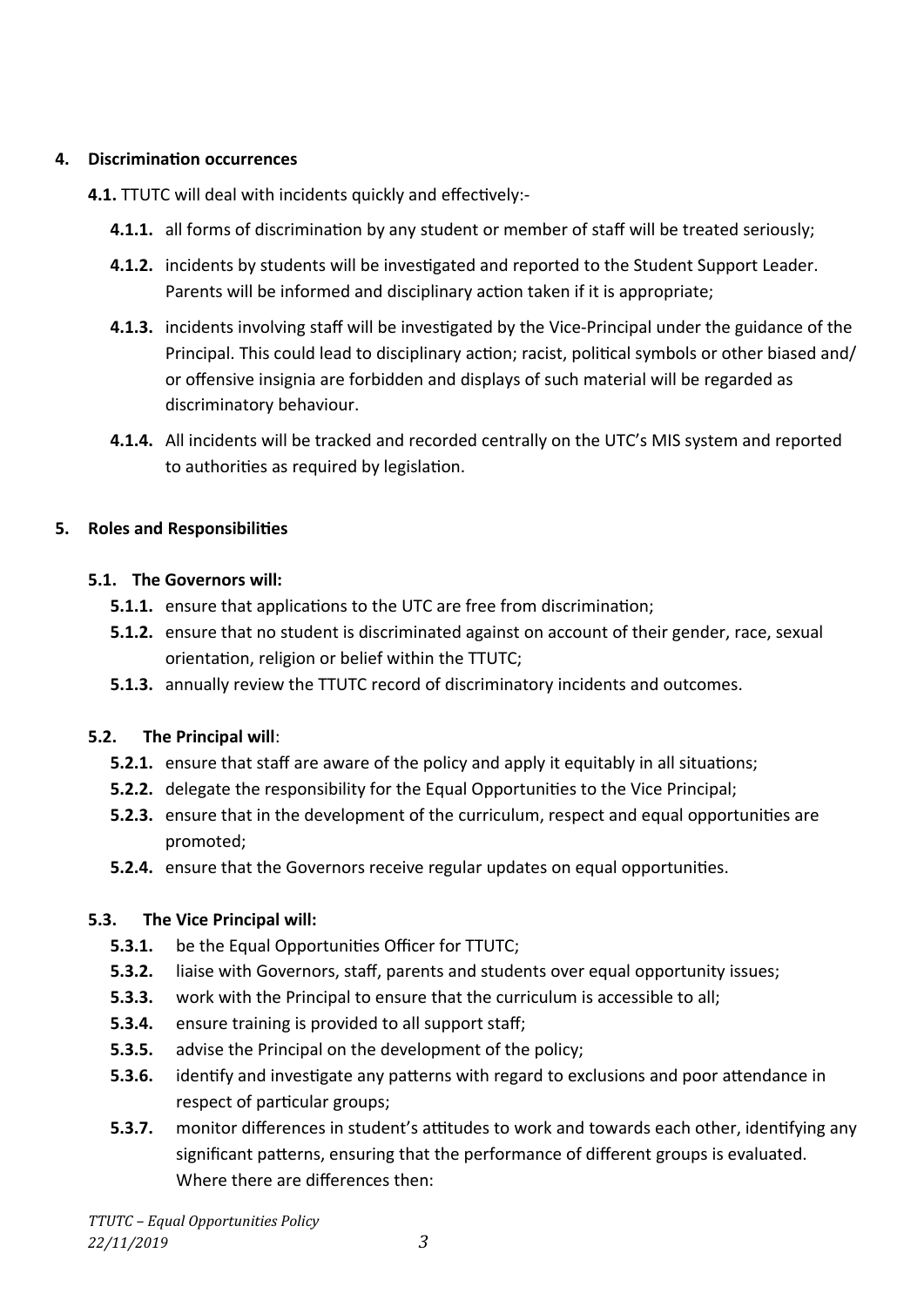## 4. Discrimination occurrences

**4.1.** TTUTC will deal with incidents quickly and effectively:-

**4.1.1.** all forms of discrimination by any student or member of staff will be treated seriously;

**4.1.2.** incidents by students will be investigated and reported to the Student Support Leader. Parents will be informed and disciplinary action taken if it is appropriate;

**4.1.3.** incidents involving staff will be investigated by the Vice-Principal under the guidance of the Principal. This could lead to disciplinary action; racist, political symbols or other biased and/ or offensive insignia are forbidden and displays of such material will be regarded as discriminatory behaviour.

**4.1.4.** All incidents will be tracked and recorded centrally on the UTC's MIS system and reported to authorities as required by legislation.

## 5. Roles and Responsibilities

### 5.1. The Governors will:

**5.1.1.** ensure that applications to the UTC are free from discrimination;

**5.1.2.** ensure that no student is discriminated against on account of their gender, race, sexual orientation, religion or belief within the TTUTC;

**5.1.3.** annually review the TTUTC record of discriminatory incidents and outcomes.

### 5.2. The Principal will:

**5.2.1.** ensure that staff are aware of the policy and apply it equitably in all situations;

**5.2.2.** delegate the responsibility for the Equal Opportunities to the Vice Principal;

**5.2.3.** ensure that in the development of the curriculum, respect and equal opportunities are promoted;

**5.2.4.** ensure that the Governors receive regular updates on equal opportunities.

### 5.3. The Vice Principal will:

**5.3.1.** be the Equal Opportunities Officer for TTUTC;

**5.3.2.** liaise with Governors, staff, parents and students over equal opportunity issues;

**5.3.3.** work with the Principal to ensure that the curriculum is accessible to all;

**5.3.4.** ensure training is provided to all support staff;

**5.3.5.** advise the Principal on the development of the policy;

**5.3.6.** identify and investigate any patterns with regard to exclusions and poor attendance in respect of particular groups;

**5.3.7.** monitor differences in student's attitudes to work and towards each other, identifying any significant patterns, ensuring that the performance of different groups is evaluated. Where there are differences then: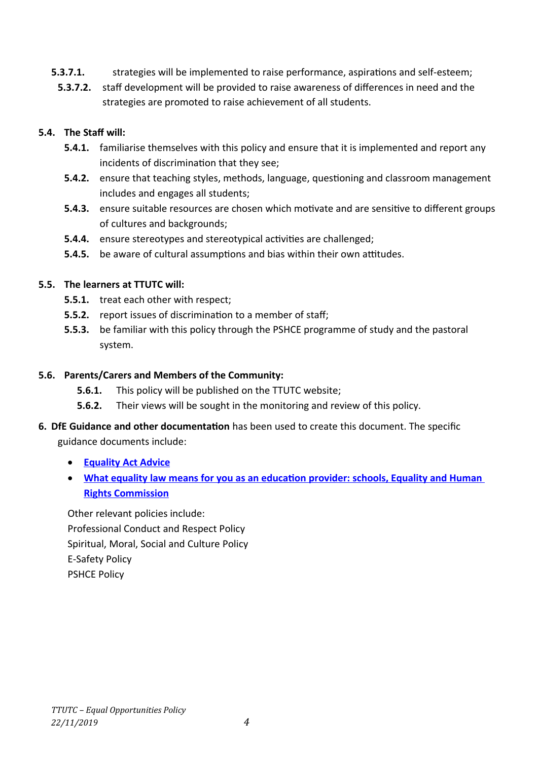**5.3.7.1.** strategies will be implemented to raise performance, aspirations and self-esteem;

**5.3.7.2.** staff development will be provided to raise awareness of differences in need and the strategies are promoted to raise achievement of all students.

**5.4. The Staff will:**

- **5.4.1.** familiarise themselves with this policy and ensure that it is implemented and report any incidents of discrimination that they see;
- **5.4.2.** ensure that teaching styles, methods, language, questioning and classroom management includes and engages all students;
- **5.4.3.** ensure suitable resources are chosen which motivate and are sensitive to different groups of cultures and backgrounds;
- **5.4.4.** ensure stereotypes and stereotypical activities are challenged;
- **5.4.5.** be aware of cultural assumptions and bias within their own attitudes.

**5.5. The learners at TTUTC will:**

- **5.5.1.** treat each other with respect;
- **5.5.2.** report issues of discrimination to a member of staff;
- **5.5.3.** be familiar with this policy through the PSHCE programme of study and the pastoral system.

**5.6. Parents/Carers and Members of the Community:**

- **5.6.1.** This policy will be published on the TTUTC website;
- **5.6.2.** Their views will be sought in the monitoring and review of this policy.

**6. DfE Guidance and other documentation** has been used to create this document. The specific guidance documents include:

- **Equality Act Advice**
- **What equality law means for you as an education provider: schools, Equality and Human Rights Commission**

Other relevant policies include:
Professional Conduct and Respect Policy
Spiritual, Moral, Social and Culture Policy
E-Safety Policy
PSHCE Policy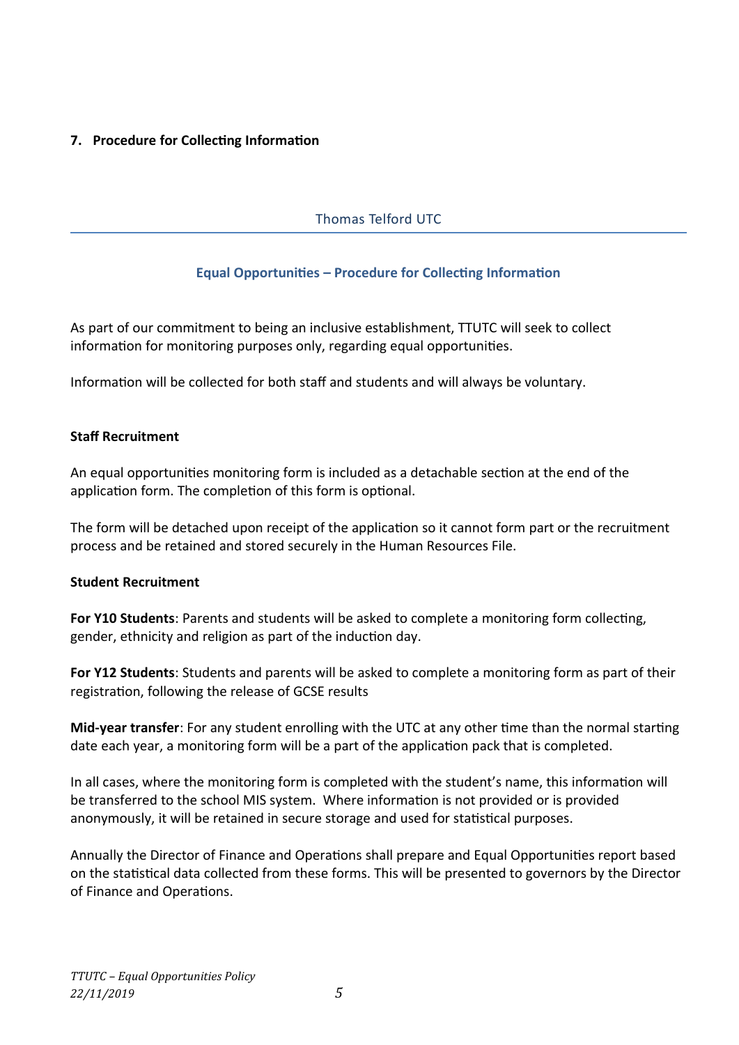## 7. Procedure for Collecting Information

Thomas Telford UTC

### Equal Opportunities – Procedure for Collecting Information

As part of our commitment to being an inclusive establishment, TTUTC will seek to collect information for monitoring purposes only, regarding equal opportunities.

Information will be collected for both staff and students and will always be voluntary.

**Staff Recruitment**

An equal opportunities monitoring form is included as a detachable section at the end of the application form. The completion of this form is optional.

The form will be detached upon receipt of the application so it cannot form part or the recruitment process and be retained and stored securely in the Human Resources File.

**Student Recruitment**

**For Y10 Students**: Parents and students will be asked to complete a monitoring form collecting, gender, ethnicity and religion as part of the induction day.

**For Y12 Students**: Students and parents will be asked to complete a monitoring form as part of their registration, following the release of GCSE results

**Mid-year transfer**: For any student enrolling with the UTC at any other time than the normal starting date each year, a monitoring form will be a part of the application pack that is completed.

In all cases, where the monitoring form is completed with the student's name, this information will be transferred to the school MIS system. Where information is not provided or is provided anonymously, it will be retained in secure storage and used for statistical purposes.

Annually the Director of Finance and Operations shall prepare and Equal Opportunities report based on the statistical data collected from these forms. This will be presented to governors by the Director of Finance and Operations.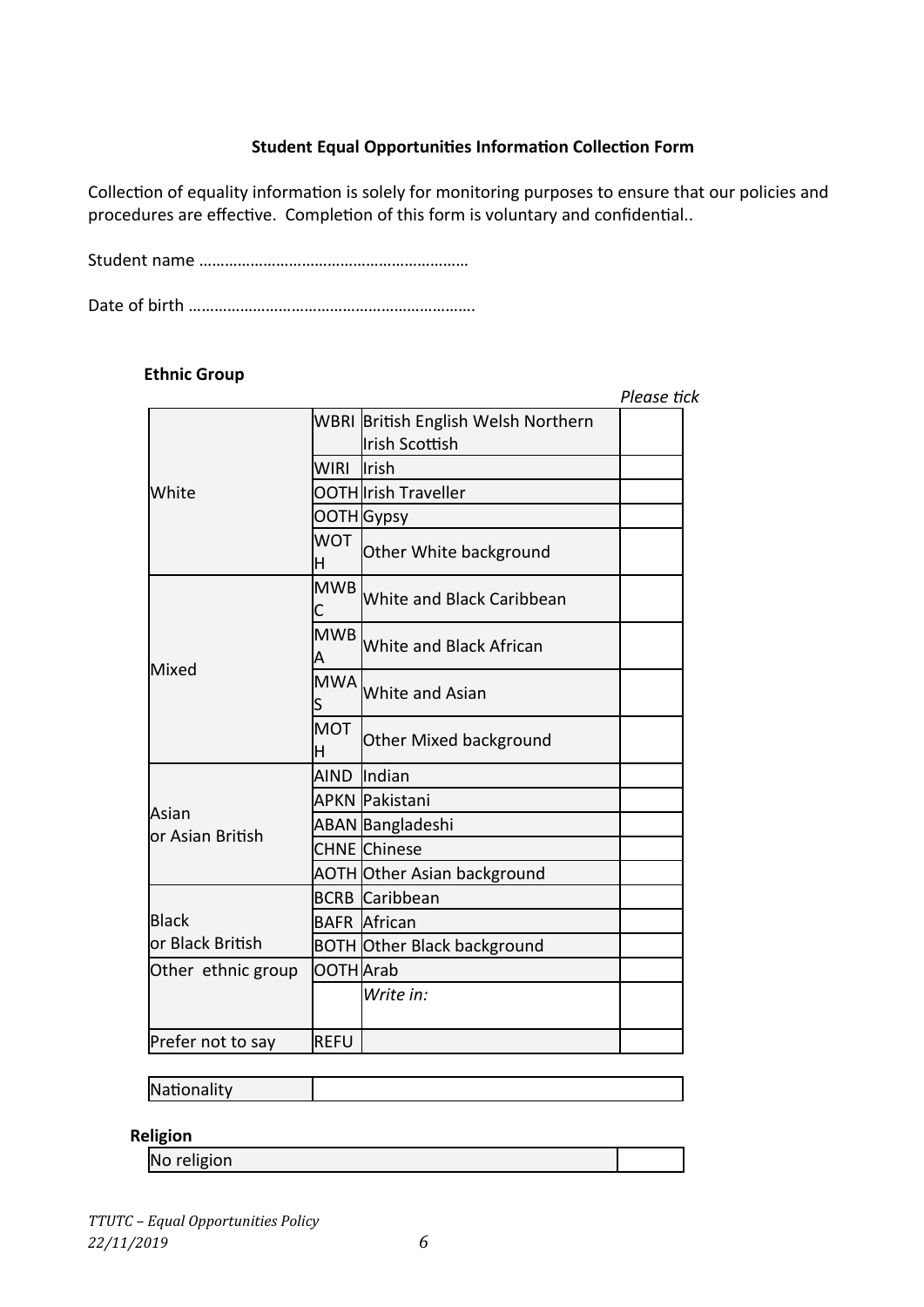**Student Equal Opportunities Information Collection Form**

Collection of equality information is solely for monitoring purposes to ensure that our policies and procedures are effective. Completion of this form is voluntary and confidential..

Student name ……………………………………………………

Date of birth ………………………………………………………..

**Ethnic Group**

*Please tick*

| | | | |
|---|---|---|---|
| White | WBRI | British English Welsh Northern Irish Scottish | |
| | WIRI | Irish | |
| | OOTH | Irish Traveller | |
| | OOTH | Gypsy | |
| | WOTH | Other White background | |
| Mixed | MWBC | White and Black Caribbean | |
| | MWBA | White and Black African | |
| | MWAS | White and Asian | |
| | MOTH | Other Mixed background | |
| Asian or Asian British | AIND | Indian | |
| | APKN | Pakistani | |
| | ABAN | Bangladeshi | |
| | CHNE | Chinese | |
| | AOTH | Other Asian background | |
| Black or Black British | BCRB | Caribbean | |
| | BAFR | African | |
| | BOTH | Other Black background | |
| Other ethnic group | OOTH | Arab | |
| | | *Write in:* | |
| Prefer not to say | REFU | | |

| | |
|---|---|
| Nationality | |

**Religion**

| | |
|---|---|
| No religion | |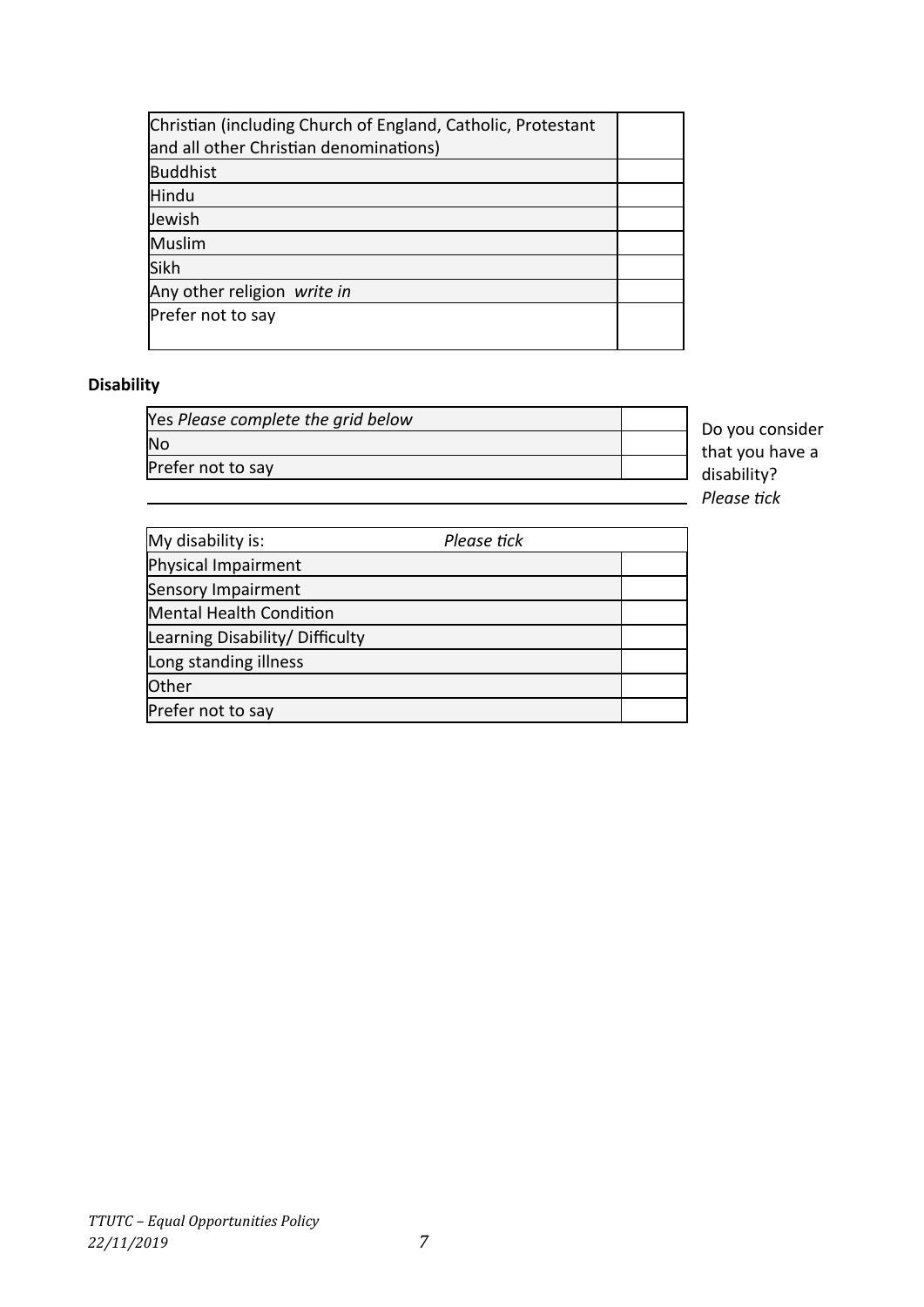| | |
|---|---|
| Christian (including Church of England, Catholic, Protestant and all other Christian denominations) | |
| Buddhist | |
| Hindu | |
| Jewish | |
| Muslim | |
| Sikh | |
| Any other religion *write in* | |
| Prefer not to say | |

**Disability**

Do you consider that you have a disability? *Please tick*

| | |
|---|---|
| Yes *Please complete the grid below* | |
| No | |
| Prefer not to say | |

| My disability is: *Please tick* | |
|---|---|
| Physical Impairment | |
| Sensory Impairment | |
| Mental Health Condition | |
| Learning Disability/ Difficulty | |
| Long standing illness | |
| Other | |
| Prefer not to say | |